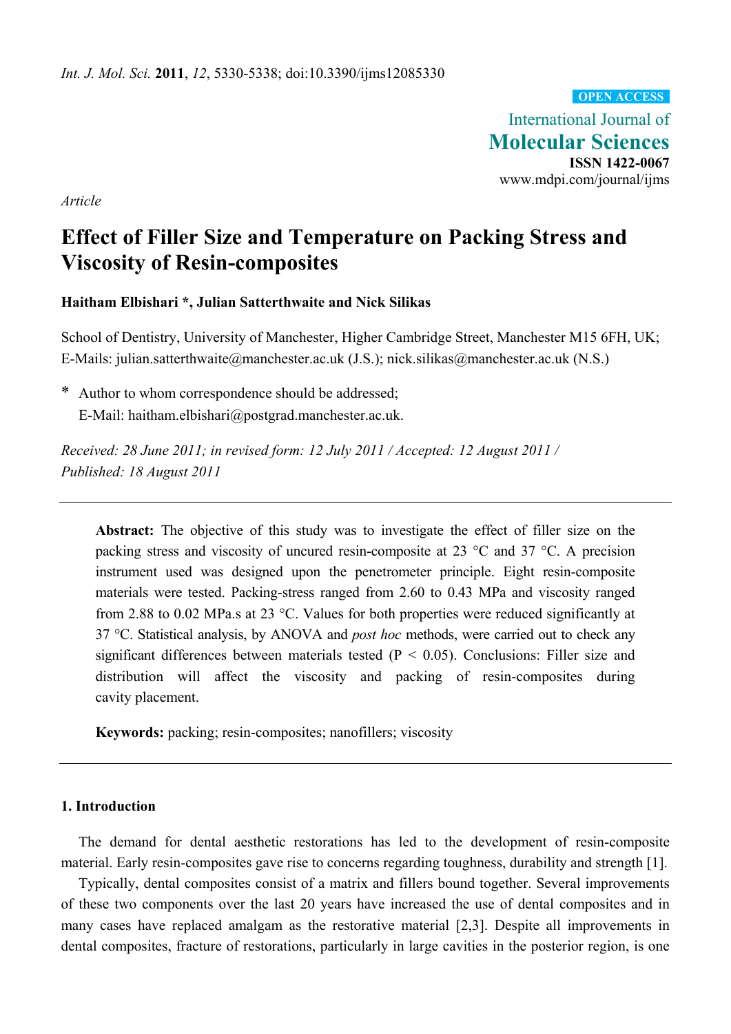*Int. J. Mol. Sci.* **2011**, *12*, 5330-5338; doi:10.3390/ijms12085330

**OPEN ACCESS**

International Journal of
**Molecular Sciences**
**ISSN 1422-0067**
www.mdpi.com/journal/ijms

*Article*

# Effect of Filler Size and Temperature on Packing Stress and Viscosity of Resin-composites

**Haitham Elbishari \*, Julian Satterthwaite and Nick Silikas**

School of Dentistry, University of Manchester, Higher Cambridge Street, Manchester M15 6FH, UK; E-Mails: julian.satterthwaite@manchester.ac.uk (J.S.); nick.silikas@manchester.ac.uk (N.S.)

\* Author to whom correspondence should be addressed;
E-Mail: haitham.elbishari@postgrad.manchester.ac.uk.

*Received: 28 June 2011; in revised form: 12 July 2011 / Accepted: 12 August 2011 / Published: 18 August 2011*

---

**Abstract:** The objective of this study was to investigate the effect of filler size on the packing stress and viscosity of uncured resin-composite at 23 °C and 37 °C. A precision instrument used was designed upon the penetrometer principle. Eight resin-composite materials were tested. Packing-stress ranged from 2.60 to 0.43 MPa and viscosity ranged from 2.88 to 0.02 MPa.s at 23 °C. Values for both properties were reduced significantly at 37 °C. Statistical analysis, by ANOVA and *post hoc* methods, were carried out to check any significant differences between materials tested ($P < 0.05$). Conclusions: Filler size and distribution will affect the viscosity and packing of resin-composites during cavity placement.

**Keywords:** packing; resin-composites; nanofillers; viscosity

---

## 1. Introduction

The demand for dental aesthetic restorations has led to the development of resin-composite material. Early resin-composites gave rise to concerns regarding toughness, durability and strength [1].

Typically, dental composites consist of a matrix and fillers bound together. Several improvements of these two components over the last 20 years have increased the use of dental composites and in many cases have replaced amalgam as the restorative material [2,3]. Despite all improvements in dental composites, fracture of restorations, particularly in large cavities in the posterior region, is one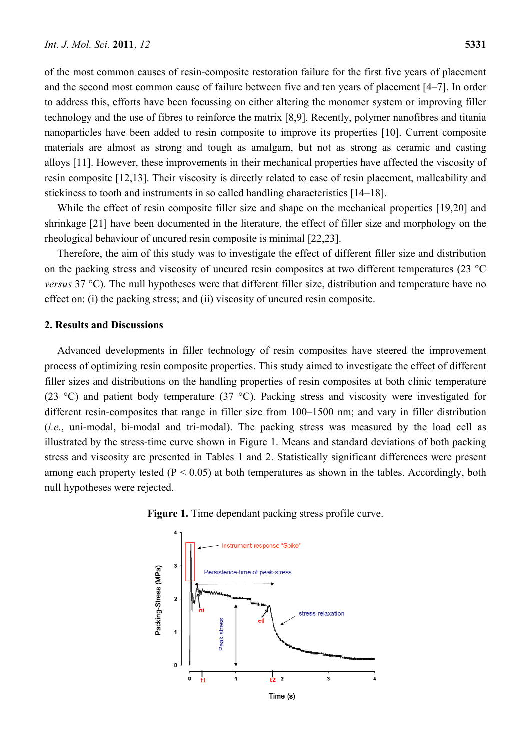of the most common causes of resin-composite restoration failure for the first five years of placement and the second most common cause of failure between five and ten years of placement [4–7]. In order to address this, efforts have been focussing on either altering the monomer system or improving filler technology and the use of fibres to reinforce the matrix [8,9]. Recently, polymer nanofibres and titania nanoparticles have been added to resin composite to improve its properties [10]. Current composite materials are almost as strong and tough as amalgam, but not as strong as ceramic and casting alloys [11]. However, these improvements in their mechanical properties have affected the viscosity of resin composite [12,13]. Their viscosity is directly related to ease of resin placement, malleability and stickiness to tooth and instruments in so called handling characteristics [14–18].

While the effect of resin composite filler size and shape on the mechanical properties [19,20] and shrinkage [21] have been documented in the literature, the effect of filler size and morphology on the rheological behaviour of uncured resin composite is minimal [22,23].

Therefore, the aim of this study was to investigate the effect of different filler size and distribution on the packing stress and viscosity of uncured resin composites at two different temperatures (23 °C *versus* 37 °C). The null hypotheses were that different filler size, distribution and temperature have no effect on: (i) the packing stress; and (ii) viscosity of uncured resin composite.

## 2. Results and Discussions

Advanced developments in filler technology of resin composites have steered the improvement process of optimizing resin composite properties. This study aimed to investigate the effect of different filler sizes and distributions on the handling properties of resin composites at both clinic temperature (23 °C) and patient body temperature (37 °C). Packing stress and viscosity were investigated for different resin-composites that range in filler size from 100–1500 nm; and vary in filler distribution (*i.e.*, uni-modal, bi-modal and tri-modal). The packing stress was measured by the load cell as illustrated by the stress-time curve shown in Figure 1. Means and standard deviations of both packing stress and viscosity are presented in Tables 1 and 2. Statistically significant differences were present among each property tested ($P < 0.05$) at both temperatures as shown in the tables. Accordingly, both null hypotheses were rejected.

**Figure 1.** Time dependant packing stress profile curve.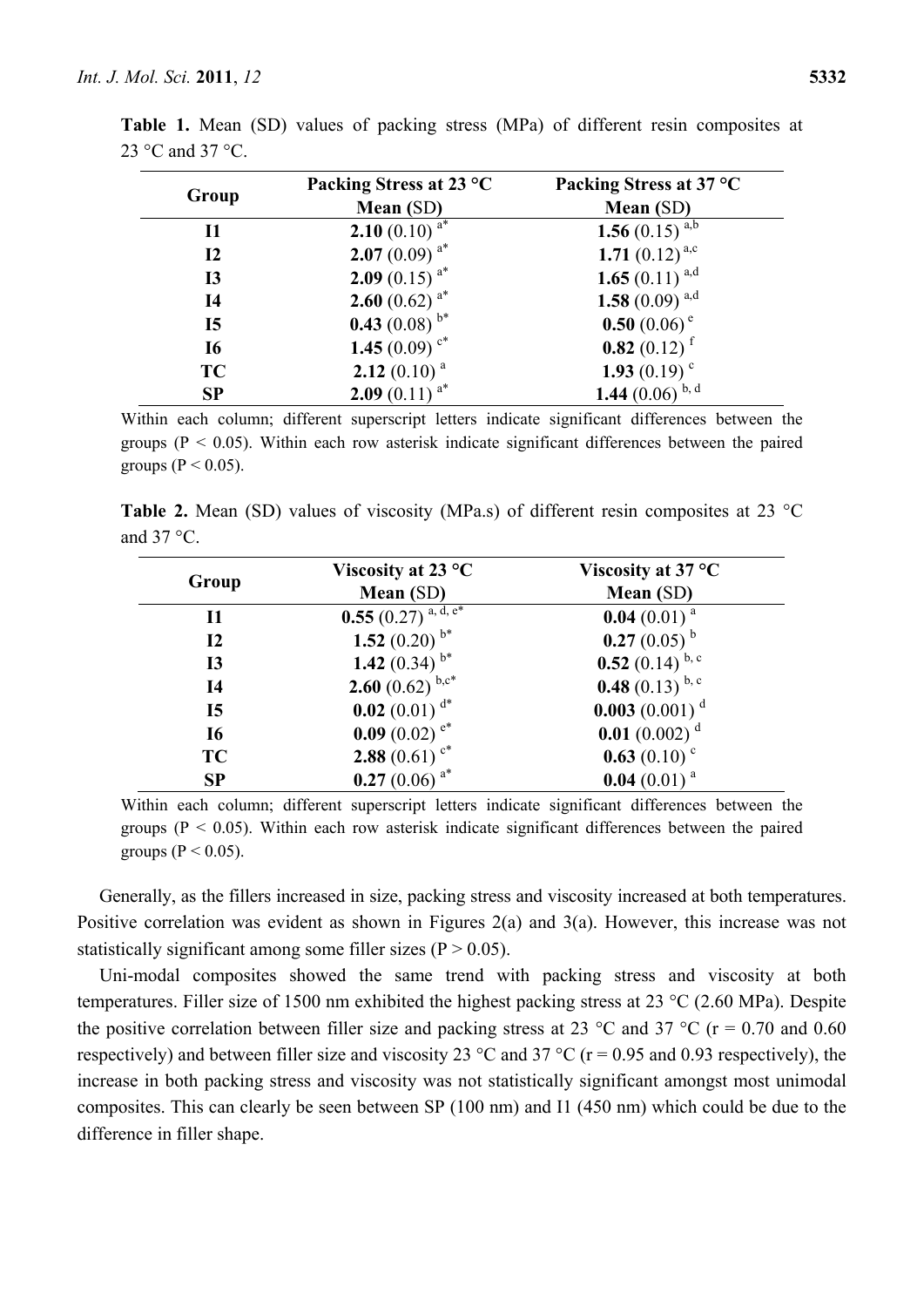**Table 1.** Mean (SD) values of packing stress (MPa) of different resin composites at 23 °C and 37 °C.

| Group | Packing Stress at 23 °C Mean (SD) | Packing Stress at 37 °C Mean (SD) |
|---|---|---|
| I1 | **2.10** (0.10) $^{a*}$ | **1.56** (0.15) $^{a,b}$ |
| I2 | **2.07** (0.09) $^{a*}$ | **1.71** (0.12) $^{a,c}$ |
| I3 | **2.09** (0.15) $^{a*}$ | **1.65** (0.11) $^{a,d}$ |
| I4 | **2.60** (0.62) $^{a*}$ | **1.58** (0.09) $^{a,d}$ |
| I5 | **0.43** (0.08) $^{b*}$ | **0.50** (0.06) $^{e}$ |
| I6 | **1.45** (0.09) $^{c*}$ | **0.82** (0.12) $^{f}$ |
| TC | **2.12** (0.10) $^{a}$ | **1.93** (0.19) $^{c}$ |
| SP | **2.09** (0.11) $^{a*}$ | **1.44** (0.06) $^{b,d}$ |

Within each column; different superscript letters indicate significant differences between the groups ($P < 0.05$). Within each row asterisk indicate significant differences between the paired groups ($P < 0.05$).

**Table 2.** Mean (SD) values of viscosity (MPa.s) of different resin composites at 23 °C and 37 °C.

| Group | Viscosity at 23 °C Mean (SD) | Viscosity at 37 °C Mean (SD) |
|---|---|---|
| I1 | **0.55** (0.27) $^{a,d,e*}$ | **0.04** (0.01) $^{a}$ |
| I2 | **1.52** (0.20) $^{b*}$ | **0.27** (0.05) $^{b}$ |
| I3 | **1.42** (0.34) $^{b*}$ | **0.52** (0.14) $^{b,c}$ |
| I4 | **2.60** (0.62) $^{b,c*}$ | **0.48** (0.13) $^{b,c}$ |
| I5 | **0.02** (0.01) $^{d*}$ | **0.003** (0.001) $^{d}$ |
| I6 | **0.09** (0.02) $^{e*}$ | **0.01** (0.002) $^{d}$ |
| TC | **2.88** (0.61) $^{c*}$ | **0.63** (0.10) $^{c}$ |
| SP | **0.27** (0.06) $^{a*}$ | **0.04** (0.01) $^{a}$ |

Within each column; different superscript letters indicate significant differences between the groups ($P < 0.05$). Within each row asterisk indicate significant differences between the paired groups ($P < 0.05$).

Generally, as the fillers increased in size, packing stress and viscosity increased at both temperatures. Positive correlation was evident as shown in Figures 2(a) and 3(a). However, this increase was not statistically significant among some filler sizes ($P > 0.05$).

Uni-modal composites showed the same trend with packing stress and viscosity at both temperatures. Filler size of 1500 nm exhibited the highest packing stress at 23 °C (2.60 MPa). Despite the positive correlation between filler size and packing stress at 23 °C and 37 °C ($r = 0.70$ and 0.60 respectively) and between filler size and viscosity 23 °C and 37 °C ($r = 0.95$ and 0.93 respectively), the increase in both packing stress and viscosity was not statistically significant amongst most unimodal composites. This can clearly be seen between SP (100 nm) and I1 (450 nm) which could be due to the difference in filler shape.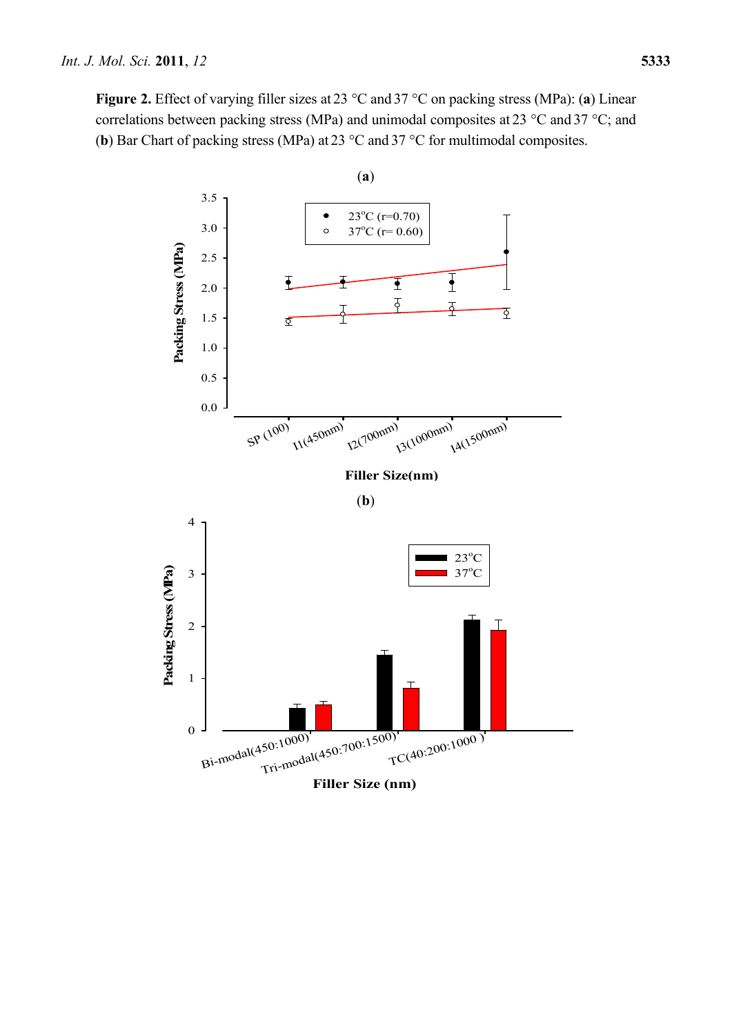**Figure 2.** Effect of varying filler sizes at 23 °C and 37 °C on packing stress (MPa): (**a**) Linear correlations between packing stress (MPa) and unimodal composites at 23 °C and 37 °C; and (**b**) Bar Chart of packing stress (MPa) at 23 °C and 37 °C for multimodal composites.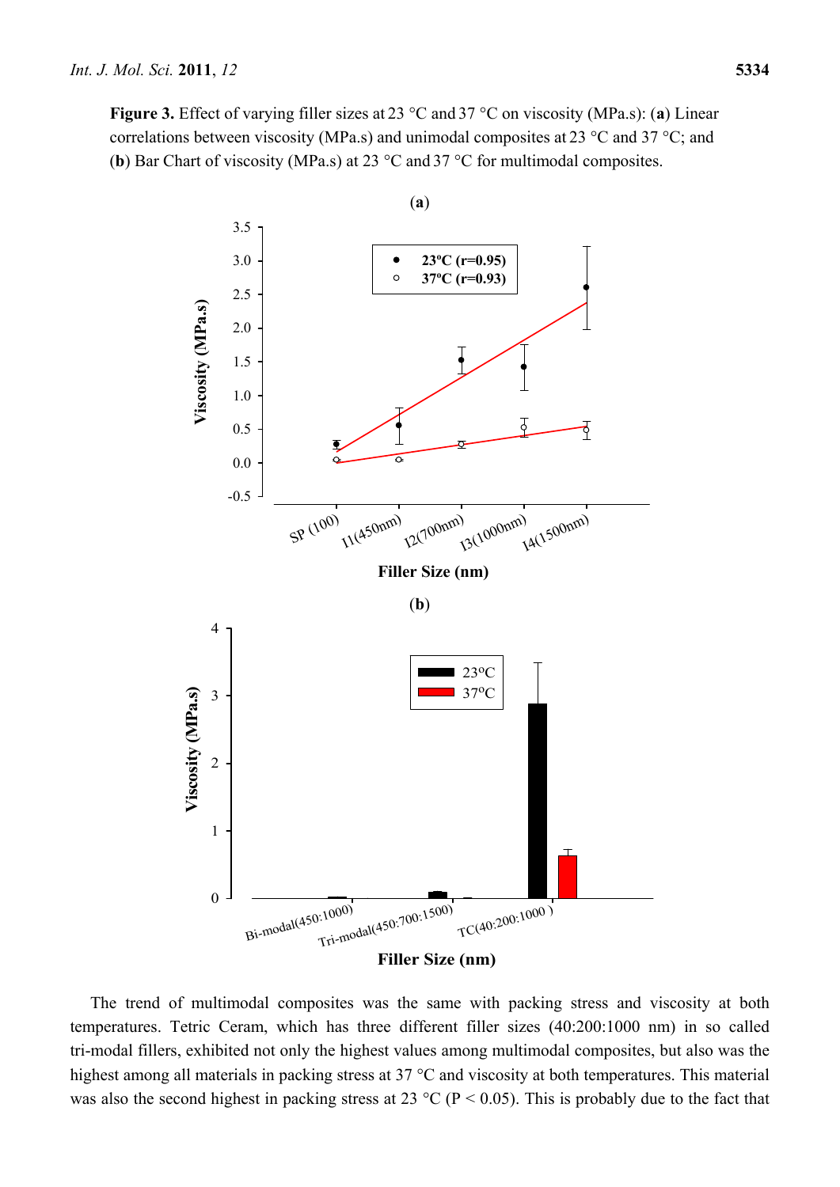**Figure 3.** Effect of varying filler sizes at 23 °C and 37 °C on viscosity (MPa.s): (**a**) Linear correlations between viscosity (MPa.s) and unimodal composites at 23 °C and 37 °C; and (**b**) Bar Chart of viscosity (MPa.s) at 23 °C and 37 °C for multimodal composites.

The trend of multimodal composites was the same with packing stress and viscosity at both temperatures. Tetric Ceram, which has three different filler sizes (40:200:1000 nm) in so called tri-modal fillers, exhibited not only the highest values among multimodal composites, but also was the highest among all materials in packing stress at 37 °C and viscosity at both temperatures. This material was also the second highest in packing stress at 23 °C ($P < 0.05$). This is probably due to the fact that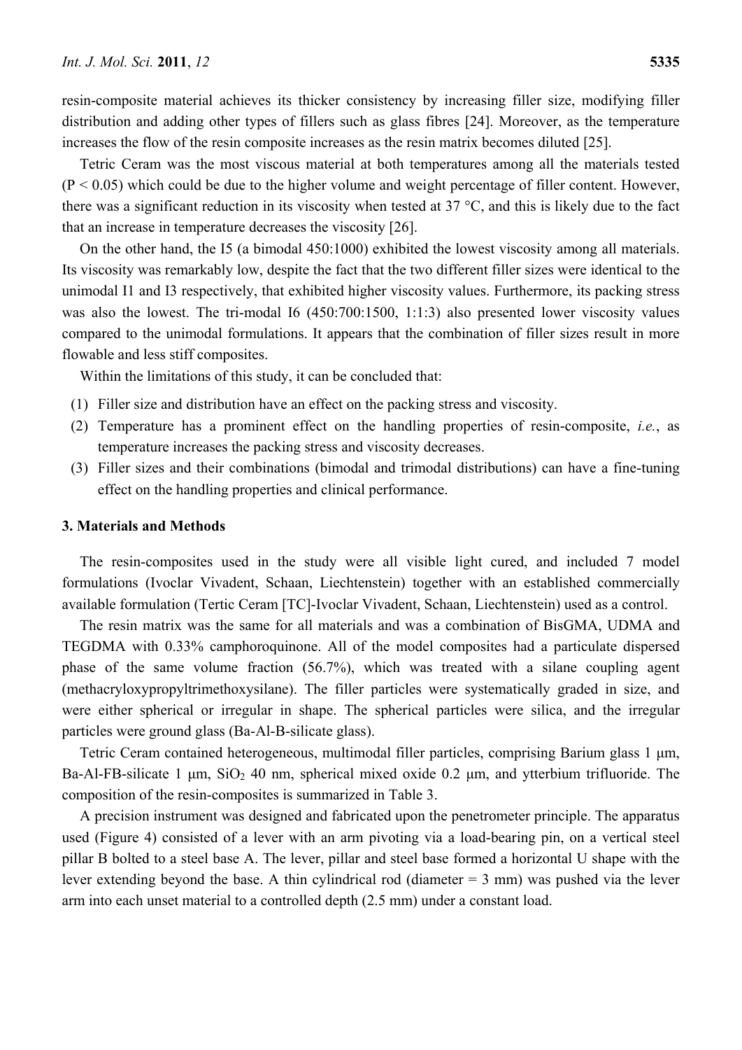resin-composite material achieves its thicker consistency by increasing filler size, modifying filler distribution and adding other types of fillers such as glass fibres [24]. Moreover, as the temperature increases the flow of the resin composite increases as the resin matrix becomes diluted [25].

Tetric Ceram was the most viscous material at both temperatures among all the materials tested ($P < 0.05$) which could be due to the higher volume and weight percentage of filler content. However, there was a significant reduction in its viscosity when tested at 37 °C, and this is likely due to the fact that an increase in temperature decreases the viscosity [26].

On the other hand, the I5 (a bimodal 450:1000) exhibited the lowest viscosity among all materials. Its viscosity was remarkably low, despite the fact that the two different filler sizes were identical to the unimodal I1 and I3 respectively, that exhibited higher viscosity values. Furthermore, its packing stress was also the lowest. The tri-modal I6 (450:700:1500, 1:1:3) also presented lower viscosity values compared to the unimodal formulations. It appears that the combination of filler sizes result in more flowable and less stiff composites.

Within the limitations of this study, it can be concluded that:

(1) Filler size and distribution have an effect on the packing stress and viscosity.
(2) Temperature has a prominent effect on the handling properties of resin-composite, *i.e.*, as temperature increases the packing stress and viscosity decreases.
(3) Filler sizes and their combinations (bimodal and trimodal distributions) can have a fine-tuning effect on the handling properties and clinical performance.

## 3. Materials and Methods

The resin-composites used in the study were all visible light cured, and included 7 model formulations (Ivoclar Vivadent, Schaan, Liechtenstein) together with an established commercially available formulation (Tertic Ceram [TC]-Ivoclar Vivadent, Schaan, Liechtenstein) used as a control.

The resin matrix was the same for all materials and was a combination of BisGMA, UDMA and TEGDMA with 0.33% camphoroquinone. All of the model composites had a particulate dispersed phase of the same volume fraction (56.7%), which was treated with a silane coupling agent (methacryloxypropyltrimethoxysilane). The filler particles were systematically graded in size, and were either spherical or irregular in shape. The spherical particles were silica, and the irregular particles were ground glass (Ba-Al-B-silicate glass).

Tetric Ceram contained heterogeneous, multimodal filler particles, comprising Barium glass 1 μm, Ba-Al-FB-silicate 1 μm, $SiO_2$ 40 nm, spherical mixed oxide 0.2 μm, and ytterbium trifluoride. The composition of the resin-composites is summarized in Table 3.

A precision instrument was designed and fabricated upon the penetrometer principle. The apparatus used (Figure 4) consisted of a lever with an arm pivoting via a load-bearing pin, on a vertical steel pillar B bolted to a steel base A. The lever, pillar and steel base formed a horizontal U shape with the lever extending beyond the base. A thin cylindrical rod (diameter = 3 mm) was pushed via the lever arm into each unset material to a controlled depth (2.5 mm) under a constant load.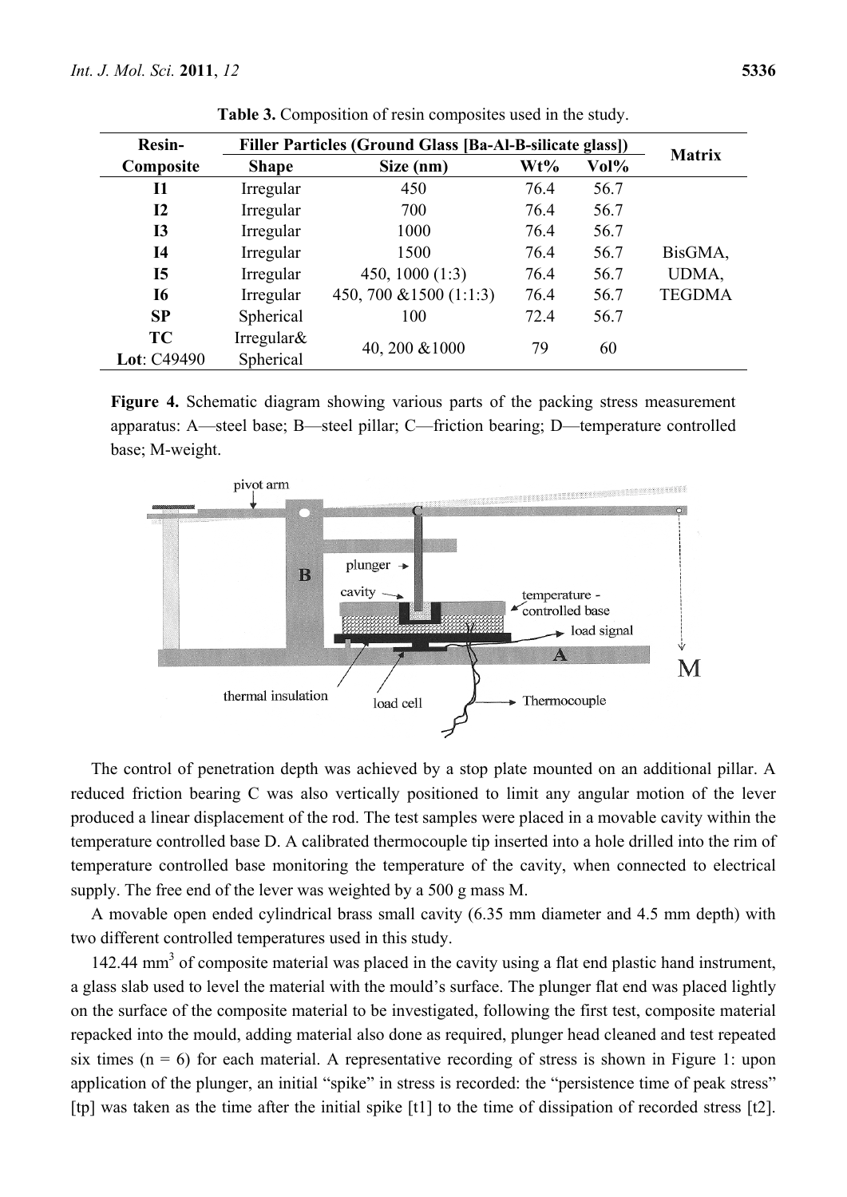**Table 3.** Composition of resin composites used in the study.

| Resin-Composite | Filler Particles (Ground Glass [Ba-Al-B-silicate glass]) | | | | Matrix |
|---|---|---|---|---|---|
| | Shape | Size (nm) | Wt% | Vol% | |
| **I1** | Irregular | 450 | 76.4 | 56.7 | BisGMA, UDMA, TEGDMA |
| **I2** | Irregular | 700 | 76.4 | 56.7 | |
| **I3** | Irregular | 1000 | 76.4 | 56.7 | |
| **I4** | Irregular | 1500 | 76.4 | 56.7 | |
| **I5** | Irregular | 450, 1000 (1:3) | 76.4 | 56.7 | |
| **I6** | Irregular | 450, 700 &1500 (1:1:3) | 76.4 | 56.7 | |
| **SP** | Spherical | 100 | 72.4 | 56.7 | |
| **TC** **Lot**: C49490 | Irregular& Spherical | 40, 200 &1000 | 79 | 60 | |

**Figure 4.** Schematic diagram showing various parts of the packing stress measurement apparatus: A—steel base; B—steel pillar; C—friction bearing; D—temperature controlled base; M-weight.

The control of penetration depth was achieved by a stop plate mounted on an additional pillar. A reduced friction bearing C was also vertically positioned to limit any angular motion of the lever produced a linear displacement of the rod. The test samples were placed in a movable cavity within the temperature controlled base D. A calibrated thermocouple tip inserted into a hole drilled into the rim of temperature controlled base monitoring the temperature of the cavity, when connected to electrical supply. The free end of the lever was weighted by a 500 g mass M.

A movable open ended cylindrical brass small cavity (6.35 mm diameter and 4.5 mm depth) with two different controlled temperatures used in this study.

142.44 $mm^3$ of composite material was placed in the cavity using a flat end plastic hand instrument, a glass slab used to level the material with the mould's surface. The plunger flat end was placed lightly on the surface of the composite material to be investigated, following the first test, composite material repacked into the mould, adding material also done as required, plunger head cleaned and test repeated six times ($n = 6$) for each material. A representative recording of stress is shown in Figure 1: upon application of the plunger, an initial "spike" in stress is recorded: the "persistence time of peak stress" [tp] was taken as the time after the initial spike [t1] to the time of dissipation of recorded stress [t2].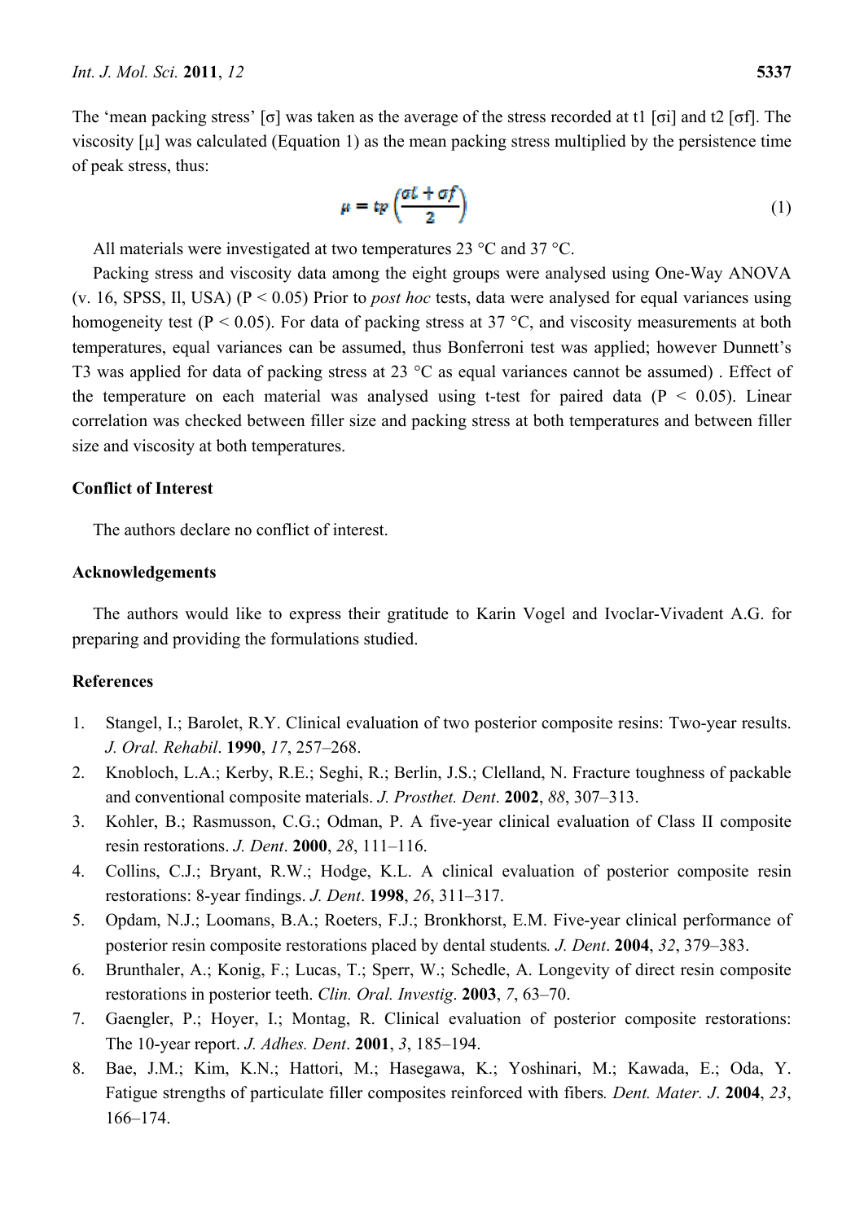The 'mean packing stress' [σ] was taken as the average of the stress recorded at t1 [σi] and t2 [σf]. The viscosity [μ] was calculated (Equation 1) as the mean packing stress multiplied by the persistence time of peak stress, thus:

$$\mu = tp\left(\frac{\sigma i + \sigma f}{2}\right) \tag{1}$$

All materials were investigated at two temperatures 23 °C and 37 °C.

Packing stress and viscosity data among the eight groups were analysed using One-Way ANOVA (v. 16, SPSS, Il, USA) ($P < 0.05$) Prior to *post hoc* tests, data were analysed for equal variances using homogeneity test ($P < 0.05$). For data of packing stress at 37 °C, and viscosity measurements at both temperatures, equal variances can be assumed, thus Bonferroni test was applied; however Dunnett's T3 was applied for data of packing stress at 23 °C as equal variances cannot be assumed) . Effect of the temperature on each material was analysed using t-test for paired data ($P < 0.05$). Linear correlation was checked between filler size and packing stress at both temperatures and between filler size and viscosity at both temperatures.

## Conflict of Interest

The authors declare no conflict of interest.

## Acknowledgements

The authors would like to express their gratitude to Karin Vogel and Ivoclar-Vivadent A.G. for preparing and providing the formulations studied.

## References

1. Stangel, I.; Barolet, R.Y. Clinical evaluation of two posterior composite resins: Two-year results. *J. Oral. Rehabil*. **1990**, *17*, 257–268.
2. Knobloch, L.A.; Kerby, R.E.; Seghi, R.; Berlin, J.S.; Clelland, N. Fracture toughness of packable and conventional composite materials. *J. Prosthet. Dent*. **2002**, *88*, 307–313.
3. Kohler, B.; Rasmusson, C.G.; Odman, P. A five-year clinical evaluation of Class II composite resin restorations. *J. Dent*. **2000**, *28*, 111–116.
4. Collins, C.J.; Bryant, R.W.; Hodge, K.L. A clinical evaluation of posterior composite resin restorations: 8-year findings. *J. Dent*. **1998**, *26*, 311–317.
5. Opdam, N.J.; Loomans, B.A.; Roeters, F.J.; Bronkhorst, E.M. Five-year clinical performance of posterior resin composite restorations placed by dental students. *J. Dent*. **2004**, *32*, 379–383.
6. Brunthaler, A.; Konig, F.; Lucas, T.; Sperr, W.; Schedle, A. Longevity of direct resin composite restorations in posterior teeth. *Clin. Oral. Investig*. **2003**, *7*, 63–70.
7. Gaengler, P.; Hoyer, I.; Montag, R. Clinical evaluation of posterior composite restorations: The 10-year report. *J. Adhes. Dent*. **2001**, *3*, 185–194.
8. Bae, J.M.; Kim, K.N.; Hattori, M.; Hasegawa, K.; Yoshinari, M.; Kawada, E.; Oda, Y. Fatigue strengths of particulate filler composites reinforced with fibers. *Dent. Mater. J*. **2004**, *23*, 166–174.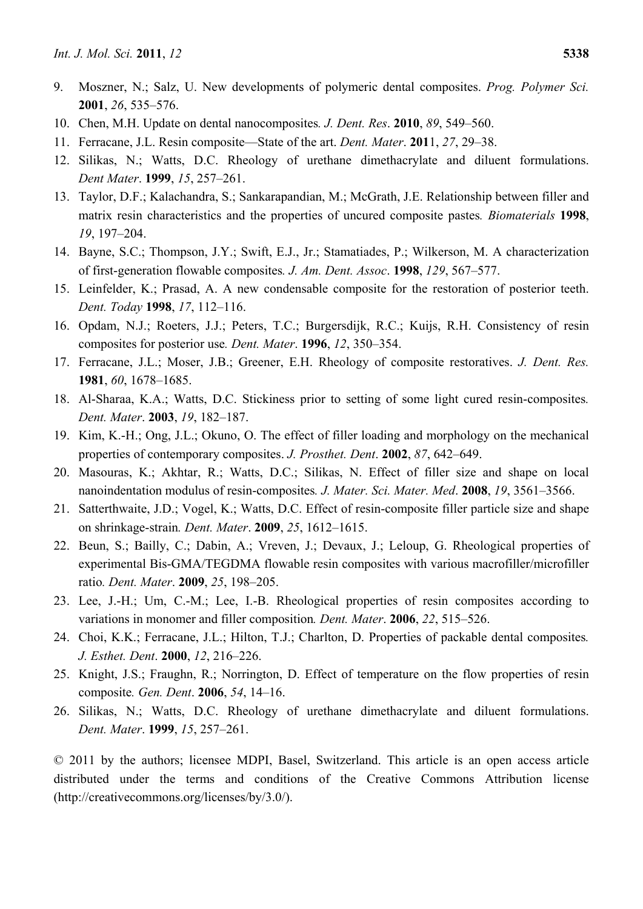9. Moszner, N.; Salz, U. New developments of polymeric dental composites. *Prog. Polymer Sci.* **2001**, *26*, 535–576.
10. Chen, M.H. Update on dental nanocomposites*. J. Dent. Res*. **2010**, *89*, 549–560.
11. Ferracane, J.L. Resin composite—State of the art. *Dent. Mater*. **2011**, *27*, 29–38.
12. Silikas, N.; Watts, D.C. Rheology of urethane dimethacrylate and diluent formulations. *Dent Mater*. **1999**, *15*, 257–261.
13. Taylor, D.F.; Kalachandra, S.; Sankarapandian, M.; McGrath, J.E. Relationship between filler and matrix resin characteristics and the properties of uncured composite pastes*. Biomaterials* **1998**, *19*, 197–204.
14. Bayne, S.C.; Thompson, J.Y.; Swift, E.J., Jr.; Stamatiades, P.; Wilkerson, M. A characterization of first-generation flowable composites*. J. Am. Dent. Assoc*. **1998**, *129*, 567–577.
15. Leinfelder, K.; Prasad, A. A new condensable composite for the restoration of posterior teeth. *Dent. Today* **1998**, *17*, 112–116.
16. Opdam, N.J.; Roeters, J.J.; Peters, T.C.; Burgersdijk, R.C.; Kuijs, R.H. Consistency of resin composites for posterior use*. Dent. Mater*. **1996**, *12*, 350–354.
17. Ferracane, J.L.; Moser, J.B.; Greener, E.H. Rheology of composite restoratives. *J. Dent. Res.* **1981**, *60*, 1678–1685.
18. Al-Sharaa, K.A.; Watts, D.C. Stickiness prior to setting of some light cured resin-composites*. Dent. Mater*. **2003**, *19*, 182–187.
19. Kim, K.-H.; Ong, J.L.; Okuno, O. The effect of filler loading and morphology on the mechanical properties of contemporary composites. *J. Prosthet. Dent*. **2002**, *87*, 642–649.
20. Masouras, K.; Akhtar, R.; Watts, D.C.; Silikas, N. Effect of filler size and shape on local nanoindentation modulus of resin-composites*. J. Mater. Sci. Mater. Med*. **2008**, *19*, 3561–3566.
21. Satterthwaite, J.D.; Vogel, K.; Watts, D.C. Effect of resin-composite filler particle size and shape on shrinkage-strain*. Dent. Mater*. **2009**, *25*, 1612–1615.
22. Beun, S.; Bailly, C.; Dabin, A.; Vreven, J.; Devaux, J.; Leloup, G. Rheological properties of experimental Bis-GMA/TEGDMA flowable resin composites with various macrofiller/microfiller ratio*. Dent. Mater*. **2009**, *25*, 198–205.
23. Lee, J.-H.; Um, C.-M.; Lee, I.-B. Rheological properties of resin composites according to variations in monomer and filler composition*. Dent. Mater*. **2006**, *22*, 515–526.
24. Choi, K.K.; Ferracane, J.L.; Hilton, T.J.; Charlton, D. Properties of packable dental composites*. J. Esthet. Dent*. **2000**, *12*, 216–226.
25. Knight, J.S.; Fraughn, R.; Norrington, D. Effect of temperature on the flow properties of resin composite*. Gen. Dent*. **2006**, *54*, 14–16.
26. Silikas, N.; Watts, D.C. Rheology of urethane dimethacrylate and diluent formulations. *Dent. Mater*. **1999**, *15*, 257–261.

© 2011 by the authors; licensee MDPI, Basel, Switzerland. This article is an open access article distributed under the terms and conditions of the Creative Commons Attribution license (http://creativecommons.org/licenses/by/3.0/).